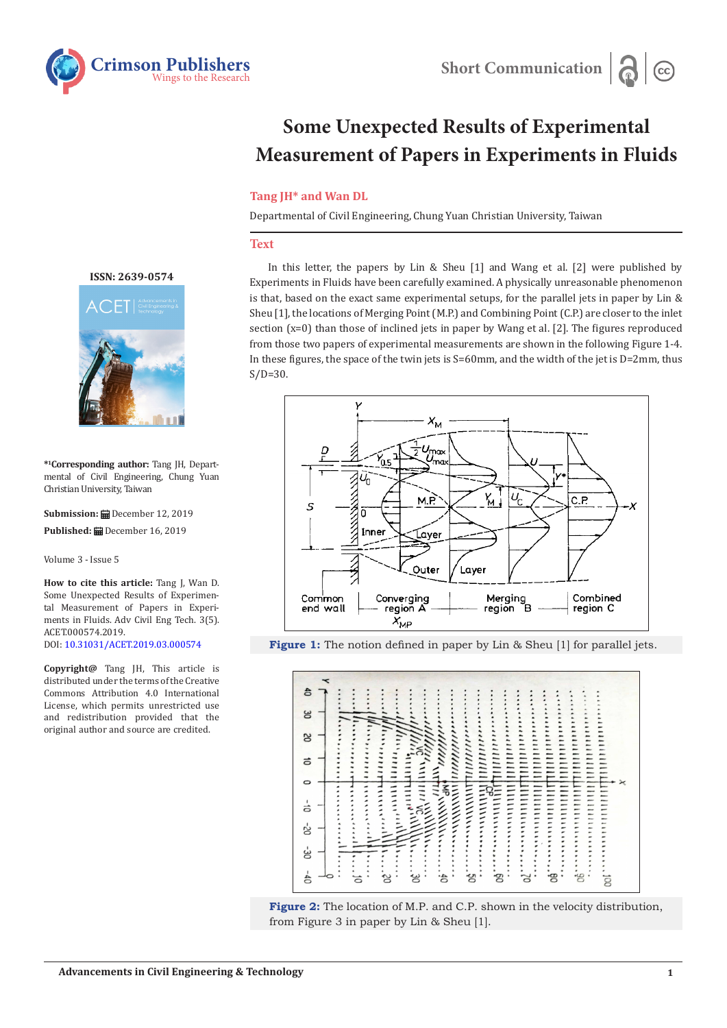# Some Unexpected Results of Experimental Measurement of Papers in Experiments in Fluids

**Tang JH* and Wan DL**

Departmental of Civil Engineering, Chung Yuan Christian University, Taiwan

ISSN: 2639-0574

***[1]Corresponding author:** Tang JH, Departmental of Civil Engineering, Chung Yuan Christian University, Taiwan

**Submission:** December 12, 2019

**Published:** December 16, 2019

Volume 3 - Issue 5

**How to cite this article:** Tang J, Wan D. Some Unexpected Results of Experimental Measurement of Papers in Experiments in Fluids. Adv Civil Eng Tech. 3(5). ACET.000574.2019.
DOI: 10.31031/ACET.2019.03.000574

**Copyright@** Tang JH, This article is distributed under the terms of the Creative Commons Attribution 4.0 International License, which permits unrestricted use and redistribution provided that the original author and source are credited.

## Text

In this letter, the papers by Lin & Sheu [1] and Wang et al. [2] were published by Experiments in Fluids have been carefully examined. A physically unreasonable phenomenon is that, based on the exact same experimental setups, for the parallel jets in paper by Lin & Sheu [1], the locations of Merging Point (M.P.) and Combining Point (C.P.) are closer to the inlet section (x=0) than those of inclined jets in paper by Wang et al. [2]. The figures reproduced from those two papers of experimental measurements are shown in the following Figure 1-4. In these figures, the space of the twin jets is S=60mm, and the width of the jet is D=2mm, thus S/D=30.

**Figure 1:** The notion defined in paper by Lin & Sheu [1] for parallel jets.

**Figure 2:** The location of M.P. and C.P. shown in the velocity distribution, from Figure 3 in paper by Lin & Sheu [1].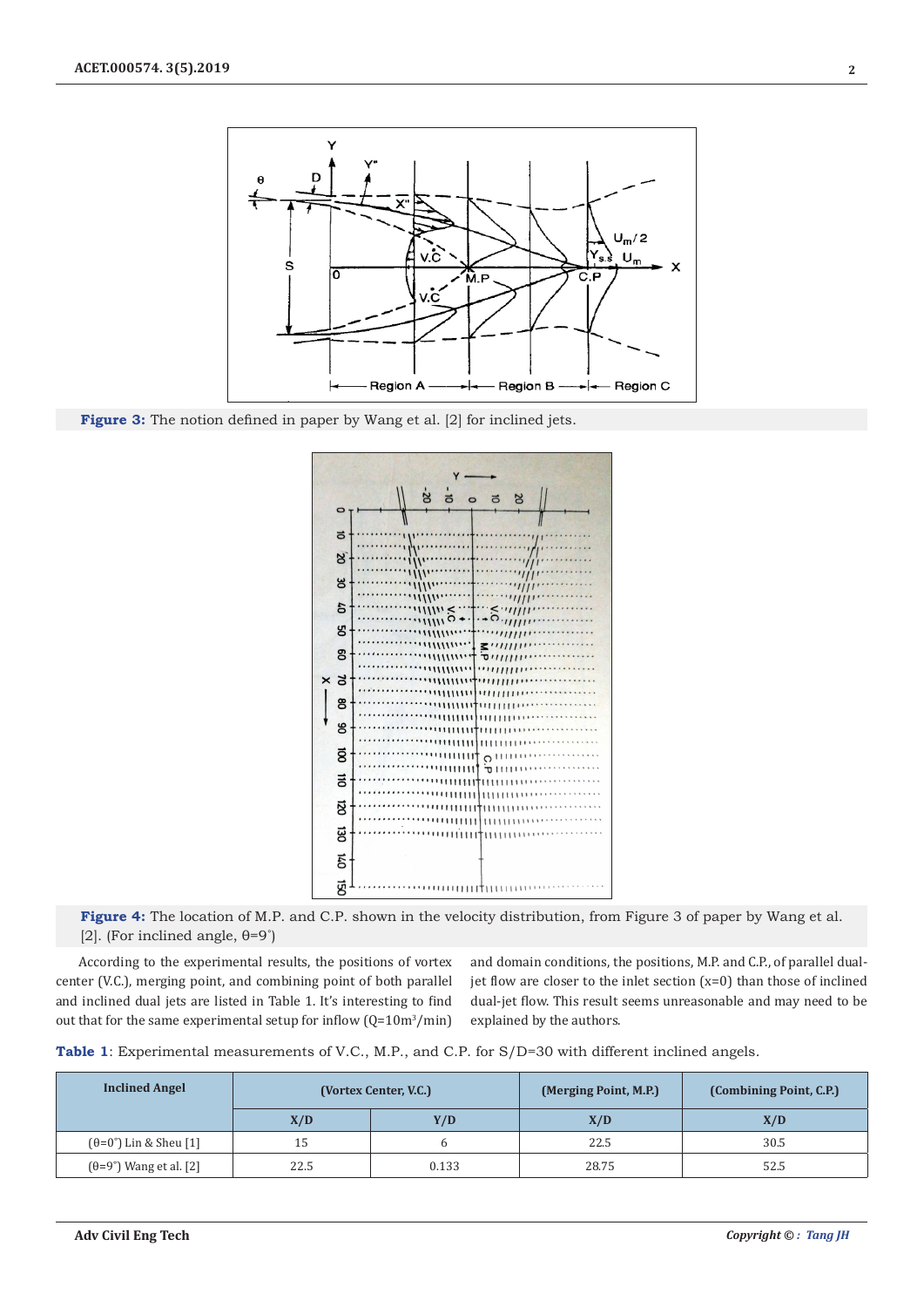**Figure 3:** The notion defined in paper by Wang et al. [2] for inclined jets.

**Figure 4:** The location of M.P. and C.P. shown in the velocity distribution, from Figure 3 of paper by Wang et al. [2]. (For inclined angle, θ=9°)

According to the experimental results, the positions of vortex center (V.C.), merging point, and combining point of both parallel and inclined dual jets are listed in Table 1. It's interesting to find out that for the same experimental setup for inflow (Q=10m³/min) and domain conditions, the positions, M.P. and C.P., of parallel dual-jet flow are closer to the inlet section (x=0) than those of inclined dual-jet flow. This result seems unreasonable and may need to be explained by the authors.

**Table 1**: Experimental measurements of V.C., M.P., and C.P. for S/D=30 with different inclined angels.

| Inclined Angel | (Vortex Center, V.C.) | | (Merging Point, M.P.) | (Combining Point, C.P.) |
|---|---|---|---|---|
| | X/D | Y/D | X/D | X/D |
| (θ=0°) Lin & Sheu [1] | 15 | 6 | 22.5 | 30.5 |
| (θ=9°) Wang et al. [2] | 22.5 | 0.133 | 28.75 | 52.5 |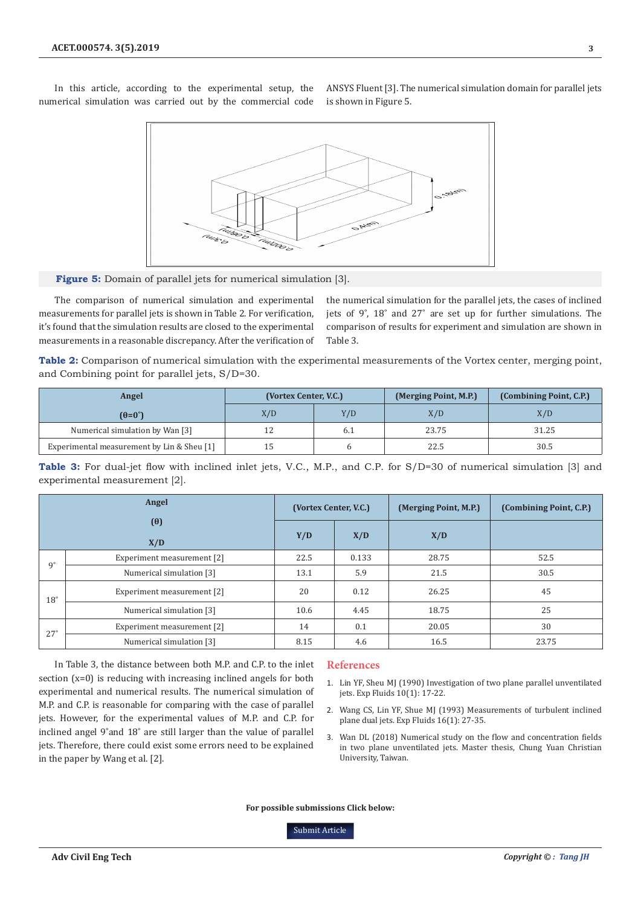In this article, according to the experimental setup, the numerical simulation was carried out by the commercial code ANSYS Fluent [3]. The numerical simulation domain for parallel jets is shown in Figure 5.

0.18(m)
0.4(m)
0.3(m)
0.06(m)
0.002(m)

**Figure 5:** Domain of parallel jets for numerical simulation [3].

The comparison of numerical simulation and experimental measurements for parallel jets is shown in Table 2. For verification, it's found that the simulation results are closed to the experimental measurements in a reasonable discrepancy. After the verification of the numerical simulation for the parallel jets, the cases of inclined jets of 9˚, 18˚ and 27˚ are set up for further simulations. The comparison of results for experiment and simulation are shown in Table 3.

**Table 2:** Comparison of numerical simulation with the experimental measurements of the Vortex center, merging point, and Combining point for parallel jets, S/D=30.

| Angel | (Vortex Center, V.C.) | | (Merging Point, M.P.) | (Combining Point, C.P.) |
|---|---|---|---|---|
| (θ=0˚) | X/D | Y/D | X/D | X/D |
| Numerical simulation by Wan [3] | 12 | 6.1 | 23.75 | 31.25 |
| Experimental measurement by Lin & Sheu [1] | 15 | 6 | 22.5 | 30.5 |

**Table 3:** For dual-jet flow with inclined inlet jets, V.C., M.P., and C.P. for S/D=30 of numerical simulation [3] and experimental measurement [2].

| Angel (θ) | | (Vortex Center, V.C.) | | (Merging Point, M.P.) | (Combining Point, C.P.) |
|---|---|---|---|---|---|
| X/D | | Y/D | X/D | X/D | |
| 9˚ | Experiment measurement [2] | 22.5 | 0.133 | 28.75 | 52.5 |
| | Numerical simulation [3] | 13.1 | 5.9 | 21.5 | 30.5 |
| 18˚ | Experiment measurement [2] | 20 | 0.12 | 26.25 | 45 |
| | Numerical simulation [3] | 10.6 | 4.45 | 18.75 | 25 |
| 27˚ | Experiment measurement [2] | 14 | 0.1 | 20.05 | 30 |
| | Numerical simulation [3] | 8.15 | 4.6 | 16.5 | 23.75 |

In Table 3, the distance between both M.P. and C.P. to the inlet section (x=0) is reducing with increasing inclined angels for both experimental and numerical results. The numerical simulation of M.P. and C.P. is reasonable for comparing with the case of parallel jets. However, for the experimental values of M.P. and C.P. for inclined angel 9˚and 18˚ are still larger than the value of parallel jets. Therefore, there could exist some errors need to be explained in the paper by Wang et al. [2].

## References

1. Lin YF, Sheu MJ (1990) Investigation of two plane parallel unventilated jets. Exp Fluids 10(1): 17-22.
2. Wang CS, Lin YF, Shue MJ (1993) Measurements of turbulent inclined plane dual jets. Exp Fluids 16(1): 27-35.
3. Wan DL (2018) Numerical study on the flow and concentration fields in two plane unventilated jets. Master thesis, Chung Yuan Christian University, Taiwan.

**For possible submissions Click below:**

Submit Article